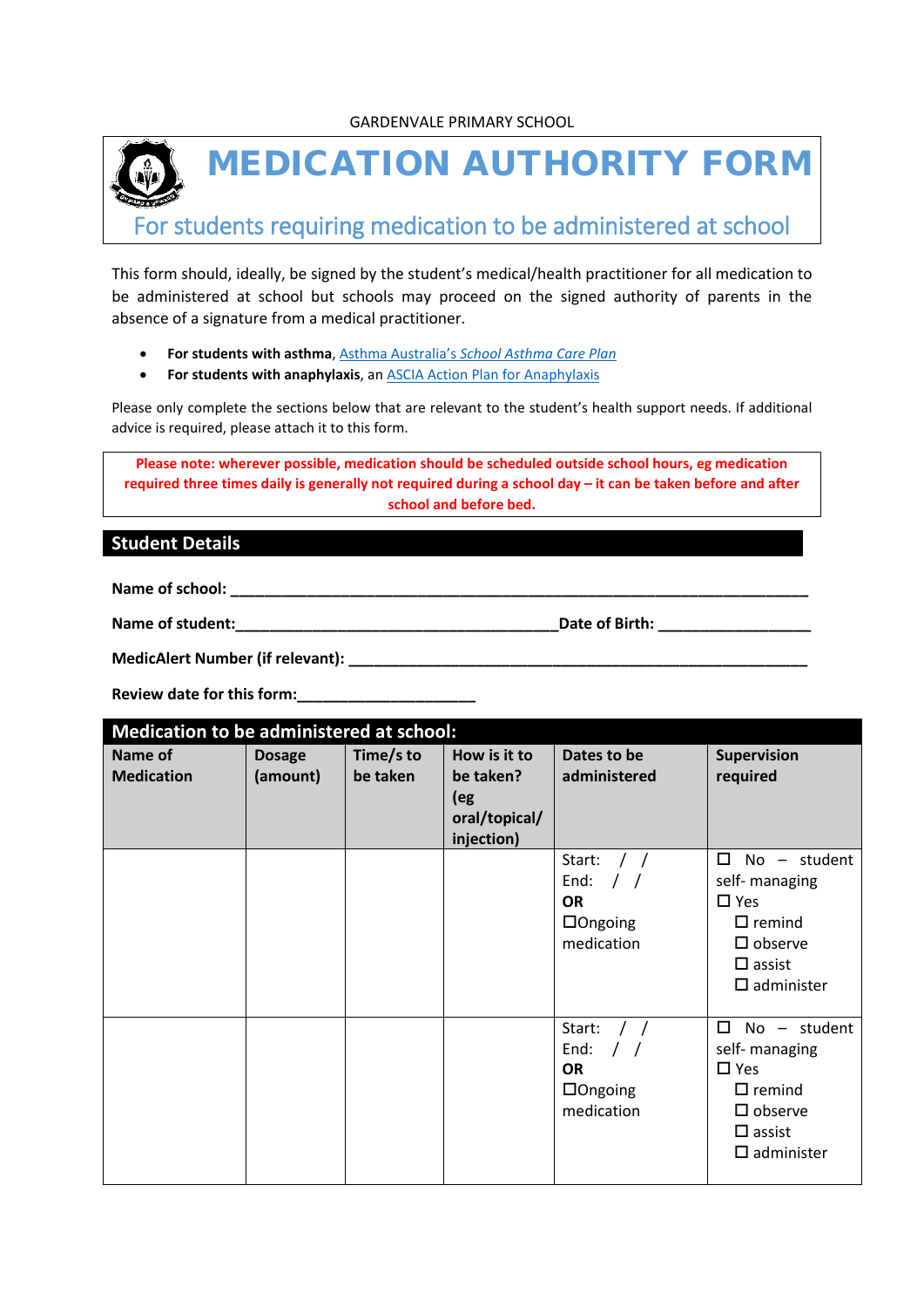GARDENVALE PRIMARY SCHOOL

# MEDICATION AUTHORITY FORM

## For students requiring medication to be administered at school

This form should, ideally, be signed by the student's medical/health practitioner for all medication to be administered at school but schools may proceed on the signed authority of parents in the absence of a signature from a medical practitioner.

- **For students with asthma**, Asthma Australia's *School Asthma Care Plan*
- **For students with anaphylaxis**, an ASCIA Action Plan for Anaphylaxis

Please only complete the sections below that are relevant to the student's health support needs. If additional advice is required, please attach it to this form.

**Please note: wherever possible, medication should be scheduled outside school hours, eg medication required three times daily is generally not required during a school day – it can be taken before and after school and before bed.**

## Student Details

**Name of school:** ______________________________________________________________

**Name of student:**_________________________________**Date of Birth:** ________________

**MedicAlert Number (if relevant):** ____________________________________________________

**Review date for this form:**____________________

## Medication to be administered at school:

| Name of Medication | Dosage (amount) | Time/s to be taken | How is it to be taken? (eg oral/topical/ injection) | Dates to be administered | Supervision required |
|---|---|---|---|---|---|
| | | | | Start: / / <br> End: / / <br> **OR** <br> ☐ Ongoing medication | ☐ No – student self- managing <br> ☐ Yes <br> ☐ remind <br> ☐ observe <br> ☐ assist <br> ☐ administer |
| | | | | Start: / / <br> End: / / <br> **OR** <br> ☐ Ongoing medication | ☐ No – student self- managing <br> ☐ Yes <br> ☐ remind <br> ☐ observe <br> ☐ assist <br> ☐ administer |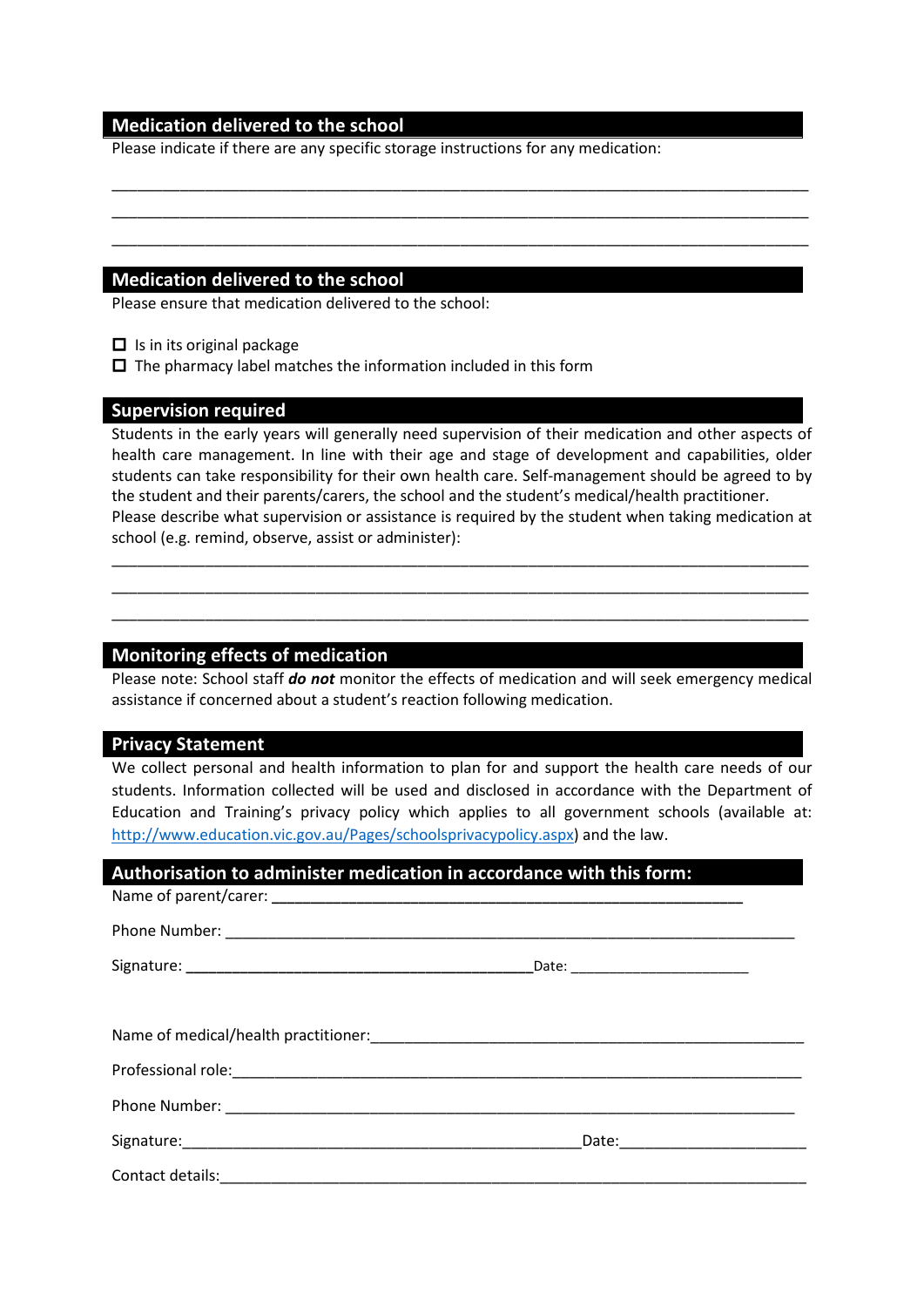## Medication delivered to the school

Please indicate if there are any specific storage instructions for any medication:

\_\_\_\_\_\_\_\_\_\_\_\_\_\_\_\_\_\_\_\_\_\_\_\_\_\_\_\_\_\_\_\_\_\_\_\_\_\_\_\_\_\_\_\_\_\_\_\_\_\_\_\_\_\_\_\_\_\_\_\_\_\_\_\_\_\_\_\_\_\_\_\_

\_\_\_\_\_\_\_\_\_\_\_\_\_\_\_\_\_\_\_\_\_\_\_\_\_\_\_\_\_\_\_\_\_\_\_\_\_\_\_\_\_\_\_\_\_\_\_\_\_\_\_\_\_\_\_\_\_\_\_\_\_\_\_\_\_\_\_\_\_\_\_\_

\_\_\_\_\_\_\_\_\_\_\_\_\_\_\_\_\_\_\_\_\_\_\_\_\_\_\_\_\_\_\_\_\_\_\_\_\_\_\_\_\_\_\_\_\_\_\_\_\_\_\_\_\_\_\_\_\_\_\_\_\_\_\_\_\_\_\_\_\_\_\_\_

## Medication delivered to the school

Please ensure that medication delivered to the school:

- ☐ Is in its original package
- ☐ The pharmacy label matches the information included in this form

## Supervision required

Students in the early years will generally need supervision of their medication and other aspects of health care management. In line with their age and stage of development and capabilities, older students can take responsibility for their own health care. Self-management should be agreed to by the student and their parents/carers, the school and the student's medical/health practitioner.

Please describe what supervision or assistance is required by the student when taking medication at school (e.g. remind, observe, assist or administer):

\_\_\_\_\_\_\_\_\_\_\_\_\_\_\_\_\_\_\_\_\_\_\_\_\_\_\_\_\_\_\_\_\_\_\_\_\_\_\_\_\_\_\_\_\_\_\_\_\_\_\_\_\_\_\_\_\_\_\_\_\_\_\_\_\_\_\_\_\_\_\_\_

\_\_\_\_\_\_\_\_\_\_\_\_\_\_\_\_\_\_\_\_\_\_\_\_\_\_\_\_\_\_\_\_\_\_\_\_\_\_\_\_\_\_\_\_\_\_\_\_\_\_\_\_\_\_\_\_\_\_\_\_\_\_\_\_\_\_\_\_\_\_\_\_

\_\_\_\_\_\_\_\_\_\_\_\_\_\_\_\_\_\_\_\_\_\_\_\_\_\_\_\_\_\_\_\_\_\_\_\_\_\_\_\_\_\_\_\_\_\_\_\_\_\_\_\_\_\_\_\_\_\_\_\_\_\_\_\_\_\_\_\_\_\_\_\_

## Monitoring effects of medication

Please note: School staff ***do not*** monitor the effects of medication and will seek emergency medical assistance if concerned about a student's reaction following medication.

## Privacy Statement

We collect personal and health information to plan for and support the health care needs of our students. Information collected will be used and disclosed in accordance with the Department of Education and Training's privacy policy which applies to all government schools (available at: http://www.education.vic.gov.au/Pages/schoolsprivacypolicy.aspx) and the law.

## Authorisation to administer medication in accordance with this form:

Name of parent/carer: \_\_\_\_\_\_\_\_\_\_\_\_\_\_\_\_\_\_\_\_\_\_\_\_\_\_\_\_\_\_\_\_\_\_\_\_\_\_\_\_\_\_\_\_\_\_\_\_\_\_

Phone Number: \_\_\_\_\_\_\_\_\_\_\_\_\_\_\_\_\_\_\_\_\_\_\_\_\_\_\_\_\_\_\_\_\_\_\_\_\_\_\_\_\_\_\_\_\_\_\_\_\_\_\_\_\_\_\_\_\_\_

Signature: \_\_\_\_\_\_\_\_\_\_\_\_\_\_\_\_\_\_\_\_\_\_\_\_\_\_\_\_\_\_\_\_\_\_\_\_\_\_\_\_ Date: \_\_\_\_\_\_\_\_\_\_\_\_\_\_\_\_\_\_\_\_\_\_

Name of medical/health practitioner: \_\_\_\_\_\_\_\_\_\_\_\_\_\_\_\_\_\_\_\_\_\_\_\_\_\_\_\_\_\_\_\_\_\_\_\_\_\_\_\_\_\_\_\_\_\_\_\_

Professional role: \_\_\_\_\_\_\_\_\_\_\_\_\_\_\_\_\_\_\_\_\_\_\_\_\_\_\_\_\_\_\_\_\_\_\_\_\_\_\_\_\_\_\_\_\_\_\_\_\_\_\_\_\_\_\_\_\_\_\_\_

Phone Number: \_\_\_\_\_\_\_\_\_\_\_\_\_\_\_\_\_\_\_\_\_\_\_\_\_\_\_\_\_\_\_\_\_\_\_\_\_\_\_\_\_\_\_\_\_\_\_\_\_\_\_\_\_\_\_\_\_\_

Signature: \_\_\_\_\_\_\_\_\_\_\_\_\_\_\_\_\_\_\_\_\_\_\_\_\_\_\_\_\_\_\_\_\_\_\_\_\_\_\_\_\_\_\_\_ Date: \_\_\_\_\_\_\_\_\_\_\_\_\_\_\_\_\_\_\_\_\_\_

Contact details: \_\_\_\_\_\_\_\_\_\_\_\_\_\_\_\_\_\_\_\_\_\_\_\_\_\_\_\_\_\_\_\_\_\_\_\_\_\_\_\_\_\_\_\_\_\_\_\_\_\_\_\_\_\_\_\_\_\_\_\_\_\_